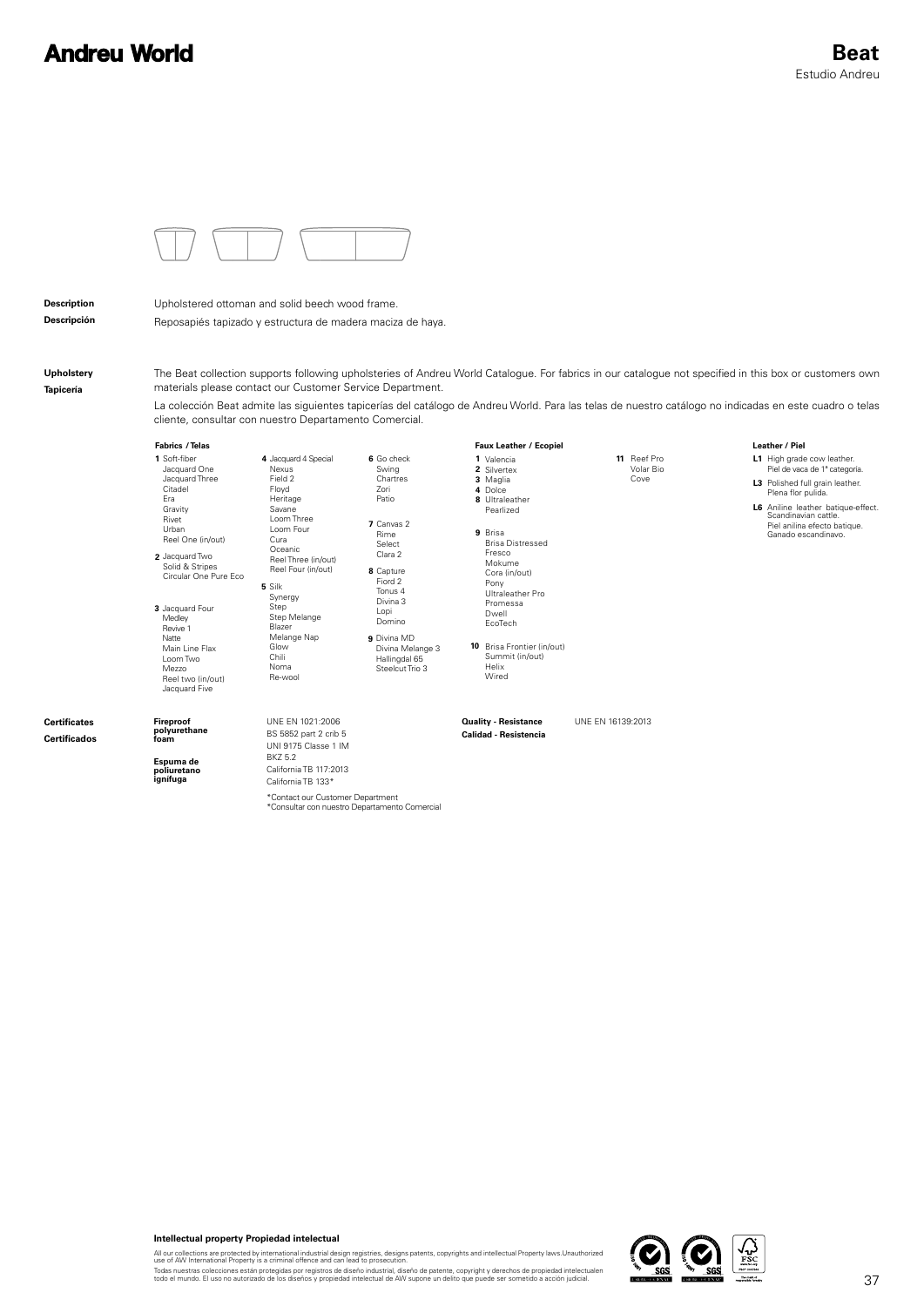# Beat

Estudio Andreu

**Description**
Upholstered ottoman and solid beech wood frame.

**Descripción**
Reposapiés tapizado y estructura de madera maciza de haya.

**Upholstery**
**Tapicería**

The Beat collection supports following upholsteries of Andreu World Catalogue. For fabrics in our catalogue not specified in this box or customers own materials please contact our Customer Service Department.

La colección Beat admite las siguientes tapicerías del catálogo de Andreu World. Para las telas de nuestro catálogo no indicadas en este cuadro o telas cliente, consultar con nuestro Departamento Comercial.

**Fabrics / Telas**

**1** Soft-fiber, Jacquard One, Jacquard Three, Citadel, Era, Gravity, Rivet, Urban, Reel One (in/out)

**2** Jacquard Two, Solid & Stripes, Circular One Pure Eco

**3** Jacquard Four, Medley, Revive 1, Natte, Main Line Flax, Loom Two, Mezzo, Reel two (in/out), Jacquard Five

**4** Jacquard 4 Special, Nexus, Field 2, Floyd, Heritage, Savane, Loom Three, Loom Four, Cura, Oceanic, Reel Three (in/out), Reel Four (in/out)

**5** Silk, Synergy, Step, Step Melange, Blazer, Melange Nap, Glow, Chili, Noma, Re-wool

**6** Go check, Swing, Chartres, Zori, Patio

**7** Canvas 2, Rime, Select, Clara 2

**8** Capture, Fiord 2, Tonus 4, Divina 3, Lopi, Domino

**9** Divina MD, Divina Melange 3, Hallingdal 65, Steelcut Trio 3

**Faux Leather / Ecopiel**

**1** Valencia

**2** Silvertex

**3** Maglia

**4** Dolce

**8** Ultraleather Pearlized

**9** Brisa, Brisa Distressed, Fresco, Mokume, Cora (in/out), Pony, Ultraleather Pro, Promessa, Dwell, EcoTech

**10** Brisa Frontier (in/out), Summit (in/out), Helix, Wired

**11** Reef Pro, Volar Bio, Cove

**Leather / Piel**

**L1** High grade cow leather. Piel de vaca de 1ª categoría.

**L3** Polished full grain leather. Plena flor pulida.

**L6** Aniline leather batique-effect. Scandinavian cattle. Piel anilina efecto batique. Ganado escandinavo.

**Certificates**
**Certificados**

**Fireproof polyurethane foam** / **Espuma de poliuretano ignífuga**

- UNE EN 1021:2006
- BS 5852 part 2 crib 5
- UNI 9175 Classe 1 IM
- BKZ 5.2
- California TB 117:2013
- California TB 133*

*Contact our Customer Department
*Consultar con nuestro Departamento Comercial

**Quality - Resistance** / **Calidad - Resistencia**: UNE EN 16139:2013

**Intellectual property Propiedad intelectual**

All our collections are protected by international industrial design registries, designs patents, copyrights and intellectual Property laws.Unauthorized use of AW International Property is a criminal offence and can lead to prosecution.

Todas nuestras colecciones están protegidas por registros de diseño industrial, diseño de patente, copyright y derechos de propiedad intelectualen todo el mundo. El uso no autorizado de los diseños y propiedad intelectual de AW supone un delito que puede ser sometido a acción judicial.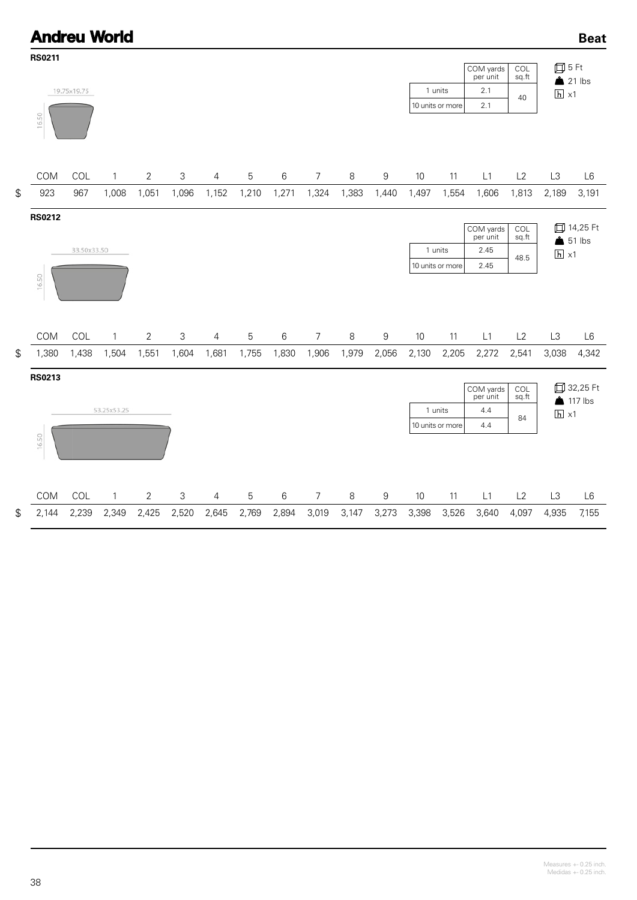# Andreu World

## Beat

### RS0211

19.75x19.75

16.50

| | COM yards per unit | COL sq.ft |
|---|---|---|
| 1 units | 2.1 | 40 |
| 10 units or more | 2.1 | |

5 Ft
21 lbs
x1

| | COM | COL | 1 | 2 | 3 | 4 | 5 | 6 | 7 | 8 | 9 | 10 | 11 | L1 | L2 | L3 | L6 |
|---|---|---|---|---|---|---|---|---|---|---|---|---|---|---|---|---|---|
| $ | 923 | 967 | 1,008 | 1,051 | 1,096 | 1,152 | 1,210 | 1,271 | 1,324 | 1,383 | 1,440 | 1,497 | 1,554 | 1,606 | 1,813 | 2,189 | 3,191 |

### RS0212

33.50x33.50

16.50

| | COM yards per unit | COL sq.ft |
|---|---|---|
| 1 units | 2.45 | 48.5 |
| 10 units or more | 2.45 | |

14,25 Ft
51 lbs
x1

| | COM | COL | 1 | 2 | 3 | 4 | 5 | 6 | 7 | 8 | 9 | 10 | 11 | L1 | L2 | L3 | L6 |
|---|---|---|---|---|---|---|---|---|---|---|---|---|---|---|---|---|---|
| $ | 1,380 | 1,438 | 1,504 | 1,551 | 1,604 | 1,681 | 1,755 | 1,830 | 1,906 | 1,979 | 2,056 | 2,130 | 2,205 | 2,272 | 2,541 | 3,038 | 4,342 |

### RS0213

53.25x53.25

16.50

| | COM yards per unit | COL sq.ft |
|---|---|---|
| 1 units | 4.4 | 84 |
| 10 units or more | 4.4 | |

32,25 Ft
117 lbs
x1

| | COM | COL | 1 | 2 | 3 | 4 | 5 | 6 | 7 | 8 | 9 | 10 | 11 | L1 | L2 | L3 | L6 |
|---|---|---|---|---|---|---|---|---|---|---|---|---|---|---|---|---|---|
| $ | 2,144 | 2,239 | 2,349 | 2,425 | 2,520 | 2,645 | 2,769 | 2,894 | 3,019 | 3,147 | 3,273 | 3,398 | 3,526 | 3,640 | 4,097 | 4,935 | 7,155 |

Measures +- 0.25 inch.
Medidas +- 0.25 inch.